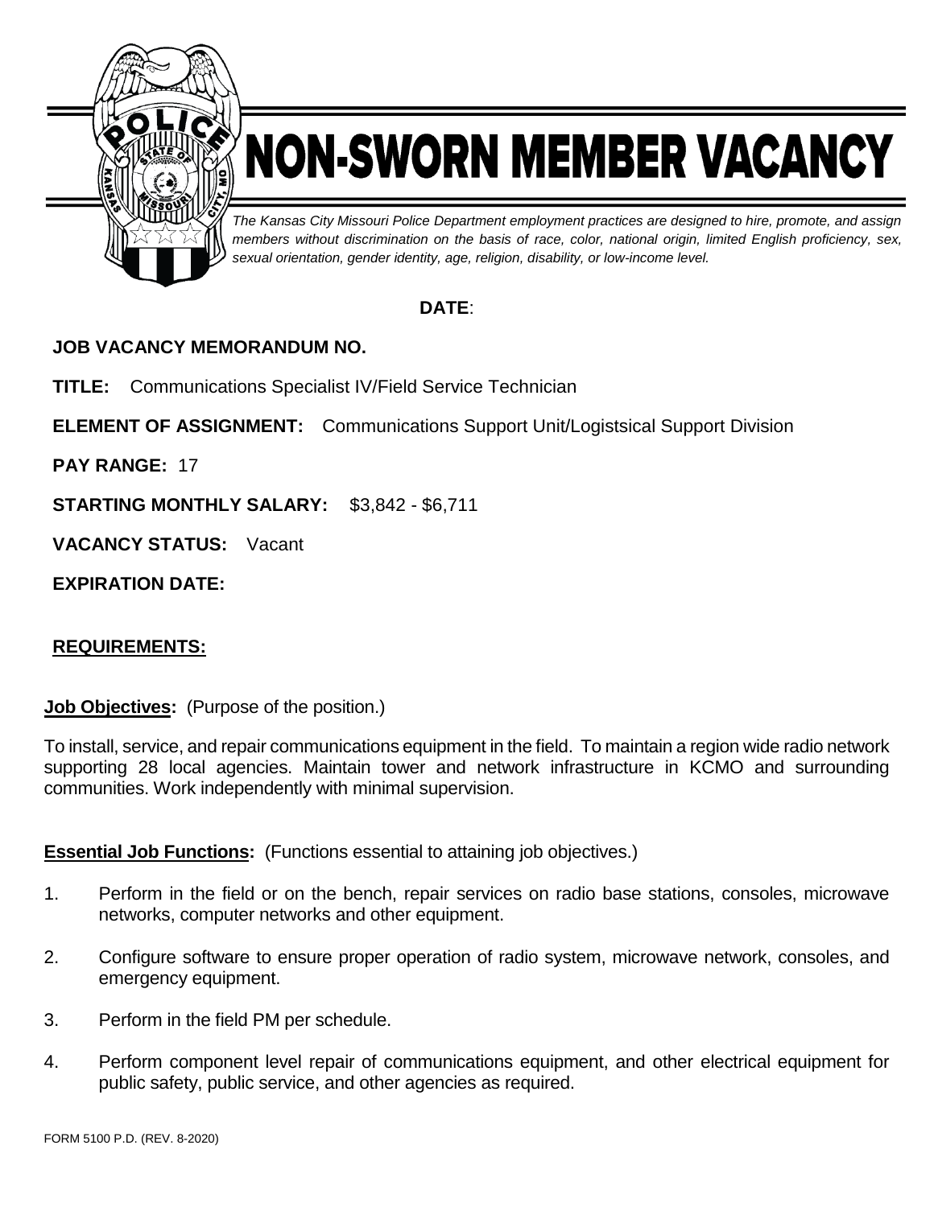# NON-SWORN MEMBER VACANCY

*The Kansas City Missouri Police Department employment practices are designed to hire, promote, and assign members without discrimination on the basis of race, color, national origin, limited English proficiency, sex, sexual orientation, gender identity, age, religion, disability, or low-income level.*

**DATE**:

**JOB VACANCY MEMORANDUM NO.**

**TITLE:** Communications Specialist IV/Field Service Technician

**ELEMENT OF ASSIGNMENT:** Communications Support Unit/Logistsical Support Division

**PAY RANGE:** 17

**STARTING MONTHLY SALARY:** $3,842 - $6,711

**VACANCY STATUS:** Vacant

**EXPIRATION DATE:**

## REQUIREMENTS:

**Job Objectives:** (Purpose of the position.)

To install, service, and repair communications equipment in the field. To maintain a region wide radio network supporting 28 local agencies. Maintain tower and network infrastructure in KCMO and surrounding communities. Work independently with minimal supervision.

**Essential Job Functions:** (Functions essential to attaining job objectives.)

1. Perform in the field or on the bench, repair services on radio base stations, consoles, microwave networks, computer networks and other equipment.
2. Configure software to ensure proper operation of radio system, microwave network, consoles, and emergency equipment.
3. Perform in the field PM per schedule.
4. Perform component level repair of communications equipment, and other electrical equipment for public safety, public service, and other agencies as required.

FORM 5100 P.D. (REV. 8-2020)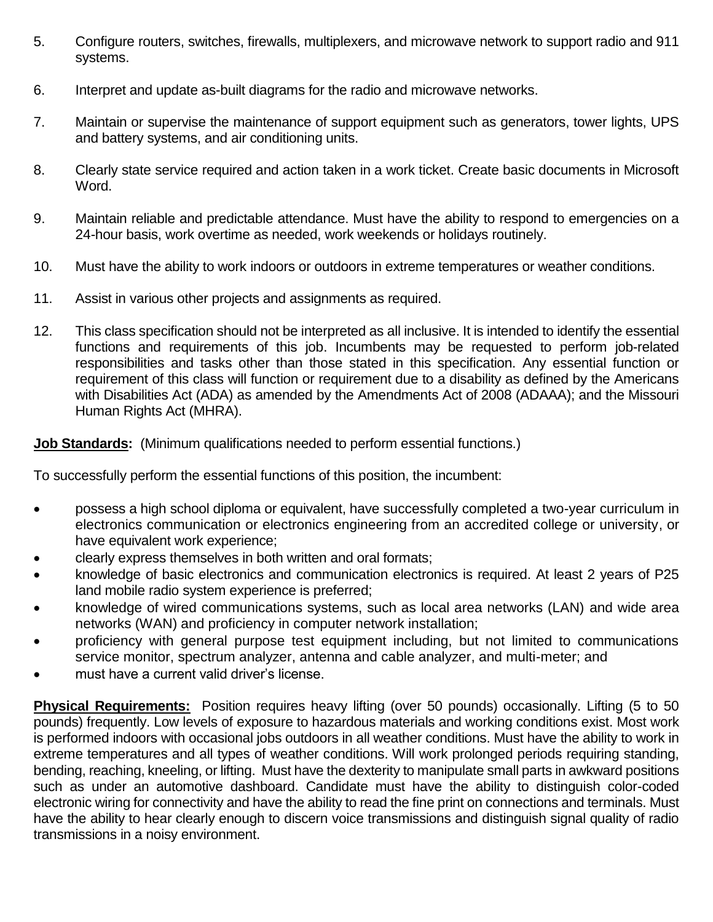5. Configure routers, switches, firewalls, multiplexers, and microwave network to support radio and 911 systems.

6. Interpret and update as-built diagrams for the radio and microwave networks.

7. Maintain or supervise the maintenance of support equipment such as generators, tower lights, UPS and battery systems, and air conditioning units.

8. Clearly state service required and action taken in a work ticket. Create basic documents in Microsoft Word.

9. Maintain reliable and predictable attendance. Must have the ability to respond to emergencies on a 24-hour basis, work overtime as needed, work weekends or holidays routinely.

10. Must have the ability to work indoors or outdoors in extreme temperatures or weather conditions.

11. Assist in various other projects and assignments as required.

12. This class specification should not be interpreted as all inclusive. It is intended to identify the essential functions and requirements of this job. Incumbents may be requested to perform job-related responsibilities and tasks other than those stated in this specification. Any essential function or requirement of this class will function or requirement due to a disability as defined by the Americans with Disabilities Act (ADA) as amended by the Amendments Act of 2008 (ADAAA); and the Missouri Human Rights Act (MHRA).

**Job Standards:** (Minimum qualifications needed to perform essential functions.)

To successfully perform the essential functions of this position, the incumbent:

- possess a high school diploma or equivalent, have successfully completed a two-year curriculum in electronics communication or electronics engineering from an accredited college or university, or have equivalent work experience;
- clearly express themselves in both written and oral formats;
- knowledge of basic electronics and communication electronics is required. At least 2 years of P25 land mobile radio system experience is preferred;
- knowledge of wired communications systems, such as local area networks (LAN) and wide area networks (WAN) and proficiency in computer network installation;
- proficiency with general purpose test equipment including, but not limited to communications service monitor, spectrum analyzer, antenna and cable analyzer, and multi-meter; and
- must have a current valid driver's license.

**Physical Requirements:** Position requires heavy lifting (over 50 pounds) occasionally. Lifting (5 to 50 pounds) frequently. Low levels of exposure to hazardous materials and working conditions exist. Most work is performed indoors with occasional jobs outdoors in all weather conditions. Must have the ability to work in extreme temperatures and all types of weather conditions. Will work prolonged periods requiring standing, bending, reaching, kneeling, or lifting. Must have the dexterity to manipulate small parts in awkward positions such as under an automotive dashboard. Candidate must have the ability to distinguish color-coded electronic wiring for connectivity and have the ability to read the fine print on connections and terminals. Must have the ability to hear clearly enough to discern voice transmissions and distinguish signal quality of radio transmissions in a noisy environment.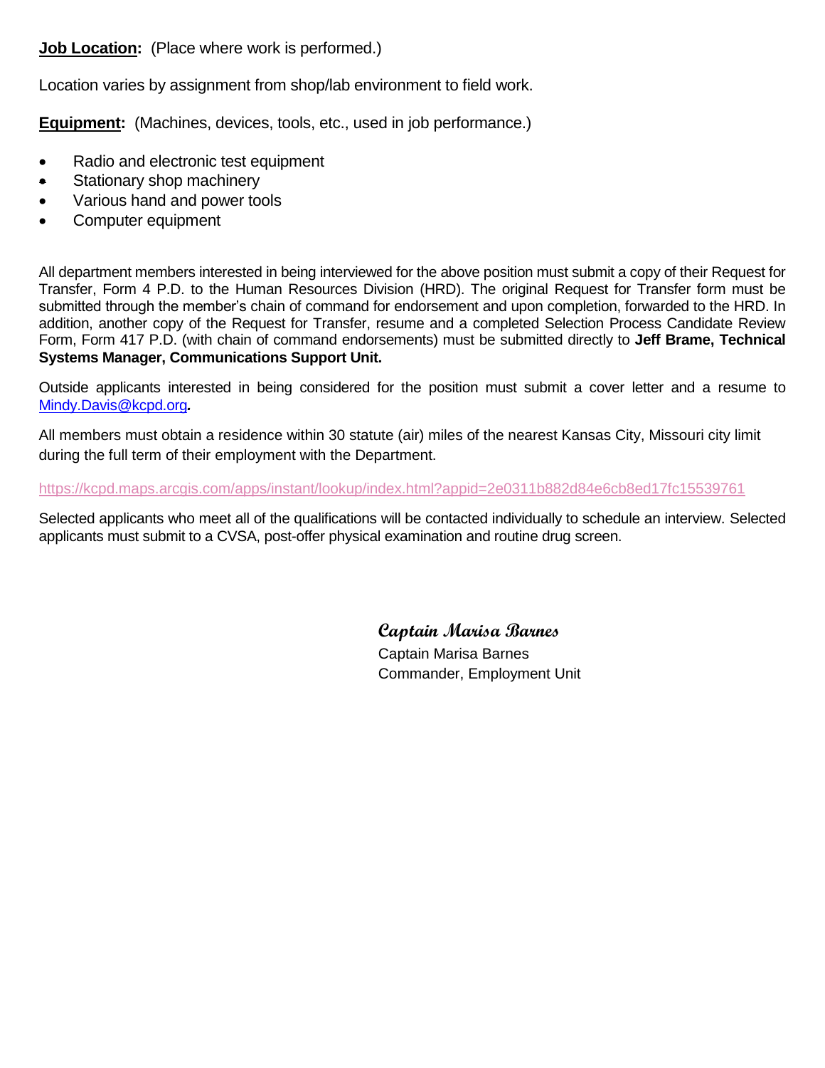**Job Location:** (Place where work is performed.)

Location varies by assignment from shop/lab environment to field work.

**Equipment:** (Machines, devices, tools, etc., used in job performance.)

- Radio and electronic test equipment
- Stationary shop machinery
- Various hand and power tools
- Computer equipment

All department members interested in being interviewed for the above position must submit a copy of their Request for Transfer, Form 4 P.D. to the Human Resources Division (HRD). The original Request for Transfer form must be submitted through the member's chain of command for endorsement and upon completion, forwarded to the HRD. In addition, another copy of the Request for Transfer, resume and a completed Selection Process Candidate Review Form, Form 417 P.D. (with chain of command endorsements) must be submitted directly to **Jeff Brame, Technical Systems Manager, Communications Support Unit.**

Outside applicants interested in being considered for the position must submit a cover letter and a resume to Mindy.Davis@kcpd.org**.**

All members must obtain a residence within 30 statute (air) miles of the nearest Kansas City, Missouri city limit during the full term of their employment with the Department.

https://kcpd.maps.arcgis.com/apps/instant/lookup/index.html?appid=2e0311b882d84e6cb8ed17fc15539761

Selected applicants who meet all of the qualifications will be contacted individually to schedule an interview. Selected applicants must submit to a CVSA, post-offer physical examination and routine drug screen.

*Captain Marisa Barnes*

Captain Marisa Barnes
Commander, Employment Unit